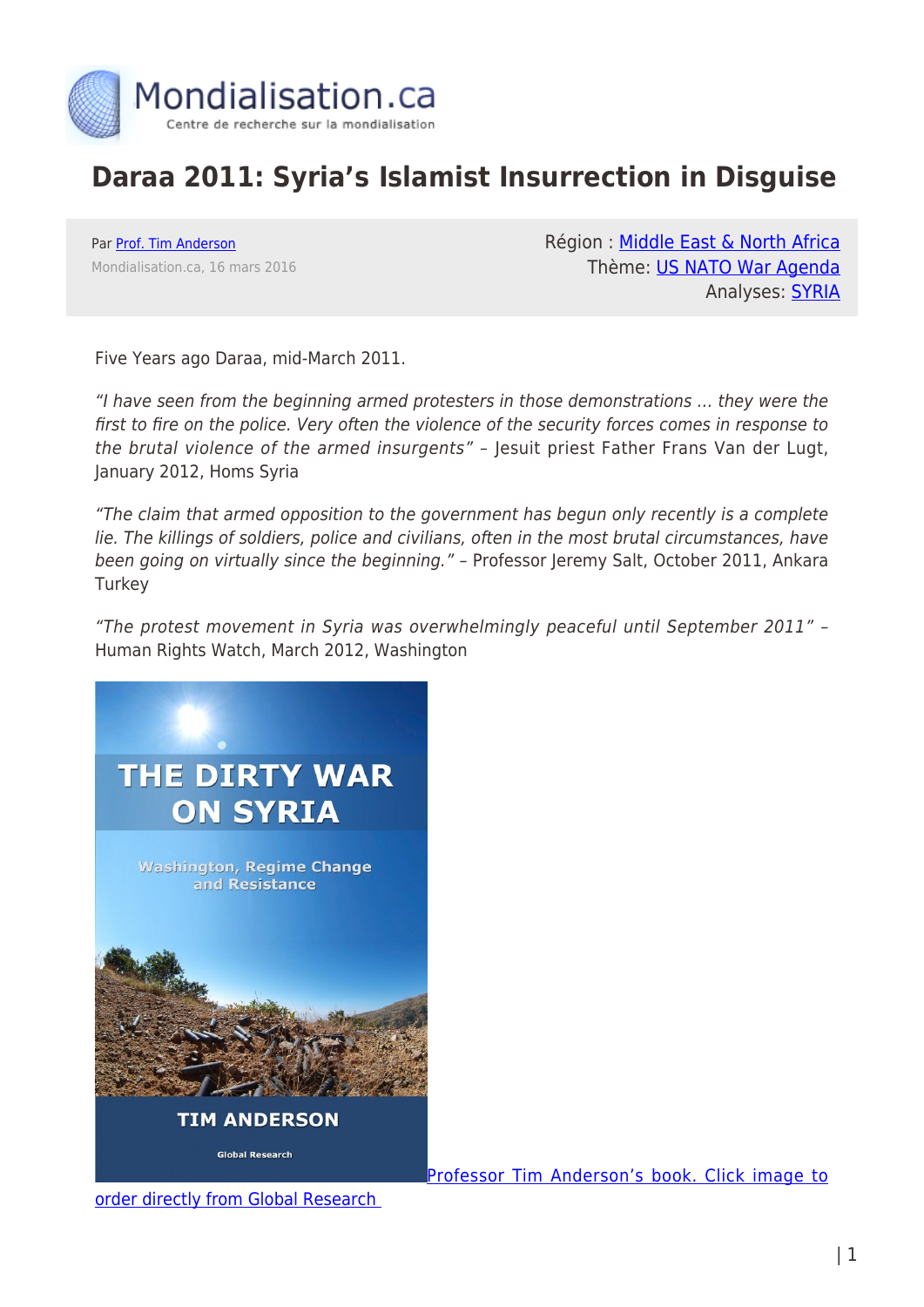# Daraa 2011: Syria's Islamist Insurrection in Disguise

Par Prof. Tim Anderson
Mondialisation.ca, 16 mars 2016

Région : Middle East & North Africa
Thème: US NATO War Agenda
Analyses: SYRIA

Five Years ago Daraa, mid-March 2011.

*"I have seen from the beginning armed protesters in those demonstrations … they were the first to fire on the police. Very often the violence of the security forces comes in response to the brutal violence of the armed insurgents"* – Jesuit priest Father Frans Van der Lugt, January 2012, Homs Syria

*"The claim that armed opposition to the government has begun only recently is a complete lie. The killings of soldiers, police and civilians, often in the most brutal circumstances, have been going on virtually since the beginning."* – Professor Jeremy Salt, October 2011, Ankara Turkey

*"The protest movement in Syria was overwhelmingly peaceful until September 2011"* – Human Rights Watch, March 2012, Washington

THE DIRTY WAR ON SYRIA

Washington, Regime Change and Resistance

TIM ANDERSON

Global Research

Professor Tim Anderson's book. Click image to order directly from Global Research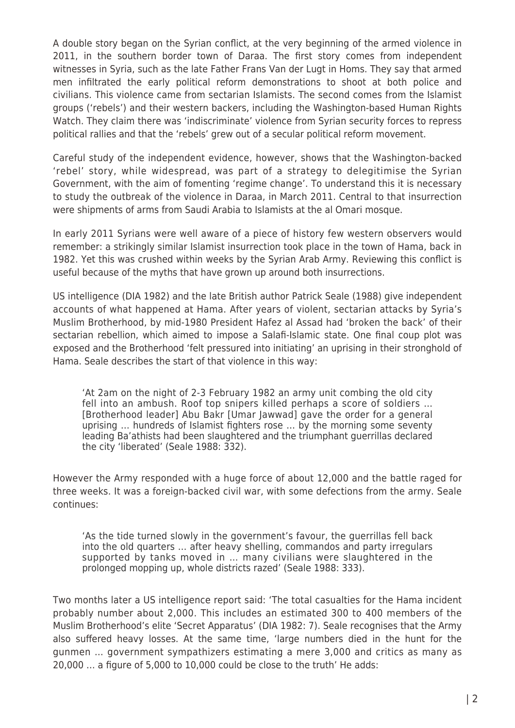A double story began on the Syrian conflict, at the very beginning of the armed violence in 2011, in the southern border town of Daraa. The first story comes from independent witnesses in Syria, such as the late Father Frans Van der Lugt in Homs. They say that armed men infiltrated the early political reform demonstrations to shoot at both police and civilians. This violence came from sectarian Islamists. The second comes from the Islamist groups ('rebels') and their western backers, including the Washington-based Human Rights Watch. They claim there was 'indiscriminate' violence from Syrian security forces to repress political rallies and that the 'rebels' grew out of a secular political reform movement.

Careful study of the independent evidence, however, shows that the Washington-backed 'rebel' story, while widespread, was part of a strategy to delegitimise the Syrian Government, with the aim of fomenting 'regime change'. To understand this it is necessary to study the outbreak of the violence in Daraa, in March 2011. Central to that insurrection were shipments of arms from Saudi Arabia to Islamists at the al Omari mosque.

In early 2011 Syrians were well aware of a piece of history few western observers would remember: a strikingly similar Islamist insurrection took place in the town of Hama, back in 1982. Yet this was crushed within weeks by the Syrian Arab Army. Reviewing this conflict is useful because of the myths that have grown up around both insurrections.

US intelligence (DIA 1982) and the late British author Patrick Seale (1988) give independent accounts of what happened at Hama. After years of violent, sectarian attacks by Syria's Muslim Brotherhood, by mid-1980 President Hafez al Assad had 'broken the back' of their sectarian rebellion, which aimed to impose a Salafi-Islamic state. One final coup plot was exposed and the Brotherhood 'felt pressured into initiating' an uprising in their stronghold of Hama. Seale describes the start of that violence in this way:

> 'At 2am on the night of 2-3 February 1982 an army unit combing the old city fell into an ambush. Roof top snipers killed perhaps a score of soldiers … [Brotherhood leader] Abu Bakr [Umar Jawwad] gave the order for a general uprising … hundreds of Islamist fighters rose … by the morning some seventy leading Ba'athists had been slaughtered and the triumphant guerrillas declared the city 'liberated' (Seale 1988: 332).

However the Army responded with a huge force of about 12,000 and the battle raged for three weeks. It was a foreign-backed civil war, with some defections from the army. Seale continues:

> 'As the tide turned slowly in the government's favour, the guerrillas fell back into the old quarters … after heavy shelling, commandos and party irregulars supported by tanks moved in … many civilians were slaughtered in the prolonged mopping up, whole districts razed' (Seale 1988: 333).

Two months later a US intelligence report said: 'The total casualties for the Hama incident probably number about 2,000. This includes an estimated 300 to 400 members of the Muslim Brotherhood's elite 'Secret Apparatus' (DIA 1982: 7). Seale recognises that the Army also suffered heavy losses. At the same time, 'large numbers died in the hunt for the gunmen … government sympathizers estimating a mere 3,000 and critics as many as 20,000 … a figure of 5,000 to 10,000 could be close to the truth' He adds: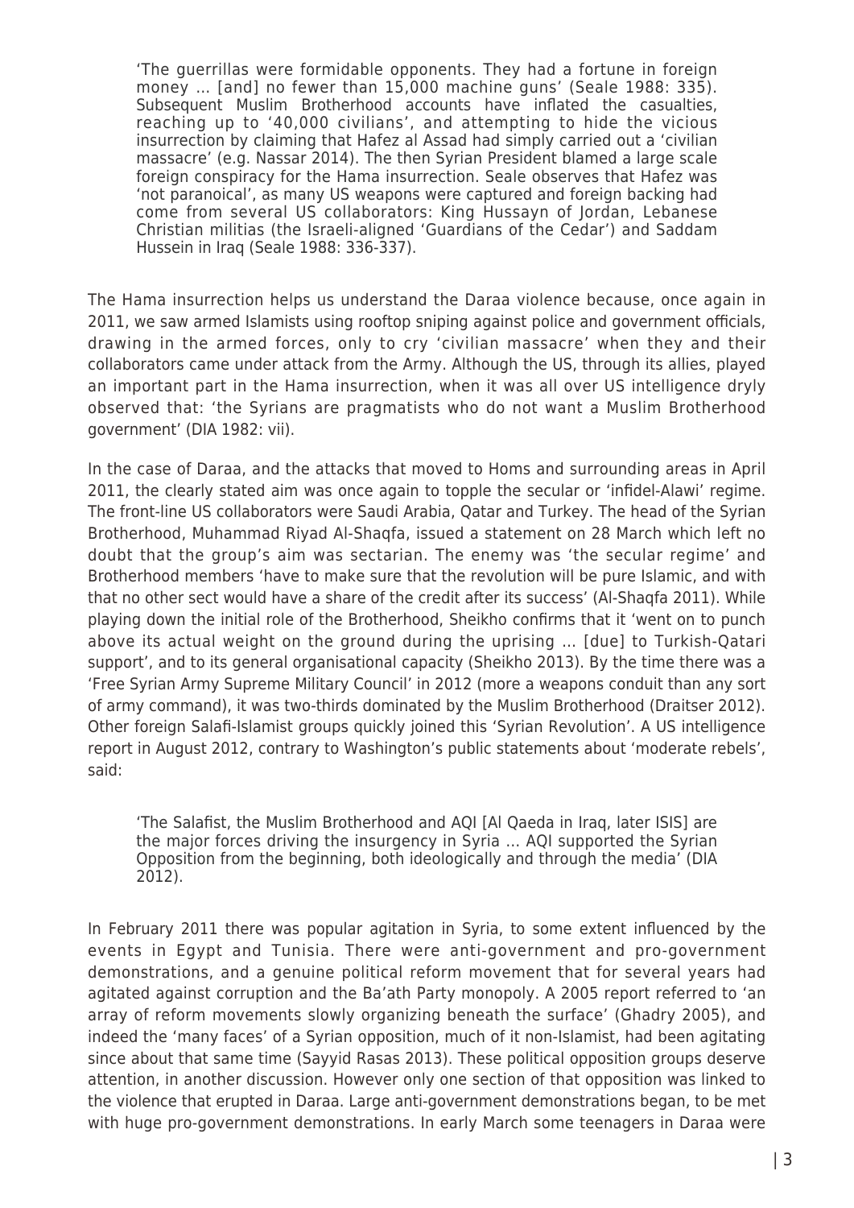> 'The guerrillas were formidable opponents. They had a fortune in foreign money … [and] no fewer than 15,000 machine guns' (Seale 1988: 335). Subsequent Muslim Brotherhood accounts have inflated the casualties, reaching up to '40,000 civilians', and attempting to hide the vicious insurrection by claiming that Hafez al Assad had simply carried out a 'civilian massacre' (e.g. Nassar 2014). The then Syrian President blamed a large scale foreign conspiracy for the Hama insurrection. Seale observes that Hafez was 'not paranoical', as many US weapons were captured and foreign backing had come from several US collaborators: King Hussayn of Jordan, Lebanese Christian militias (the Israeli-aligned 'Guardians of the Cedar') and Saddam Hussein in Iraq (Seale 1988: 336-337).

The Hama insurrection helps us understand the Daraa violence because, once again in 2011, we saw armed Islamists using rooftop sniping against police and government officials, drawing in the armed forces, only to cry 'civilian massacre' when they and their collaborators came under attack from the Army. Although the US, through its allies, played an important part in the Hama insurrection, when it was all over US intelligence dryly observed that: 'the Syrians are pragmatists who do not want a Muslim Brotherhood government' (DIA 1982: vii).

In the case of Daraa, and the attacks that moved to Homs and surrounding areas in April 2011, the clearly stated aim was once again to topple the secular or 'infidel-Alawi' regime. The front-line US collaborators were Saudi Arabia, Qatar and Turkey. The head of the Syrian Brotherhood, Muhammad Riyad Al-Shaqfa, issued a statement on 28 March which left no doubt that the group's aim was sectarian. The enemy was 'the secular regime' and Brotherhood members 'have to make sure that the revolution will be pure Islamic, and with that no other sect would have a share of the credit after its success' (Al-Shaqfa 2011). While playing down the initial role of the Brotherhood, Sheikho confirms that it 'went on to punch above its actual weight on the ground during the uprising … [due] to Turkish-Qatari support', and to its general organisational capacity (Sheikho 2013). By the time there was a 'Free Syrian Army Supreme Military Council' in 2012 (more a weapons conduit than any sort of army command), it was two-thirds dominated by the Muslim Brotherhood (Draitser 2012). Other foreign Salafi-Islamist groups quickly joined this 'Syrian Revolution'. A US intelligence report in August 2012, contrary to Washington's public statements about 'moderate rebels', said:

> 'The Salafist, the Muslim Brotherhood and AQI [Al Qaeda in Iraq, later ISIS] are the major forces driving the insurgency in Syria … AQI supported the Syrian Opposition from the beginning, both ideologically and through the media' (DIA 2012).

In February 2011 there was popular agitation in Syria, to some extent influenced by the events in Egypt and Tunisia. There were anti-government and pro-government demonstrations, and a genuine political reform movement that for several years had agitated against corruption and the Ba'ath Party monopoly. A 2005 report referred to 'an array of reform movements slowly organizing beneath the surface' (Ghadry 2005), and indeed the 'many faces' of a Syrian opposition, much of it non-Islamist, had been agitating since about that same time (Sayyid Rasas 2013). These political opposition groups deserve attention, in another discussion. However only one section of that opposition was linked to the violence that erupted in Daraa. Large anti-government demonstrations began, to be met with huge pro-government demonstrations. In early March some teenagers in Daraa were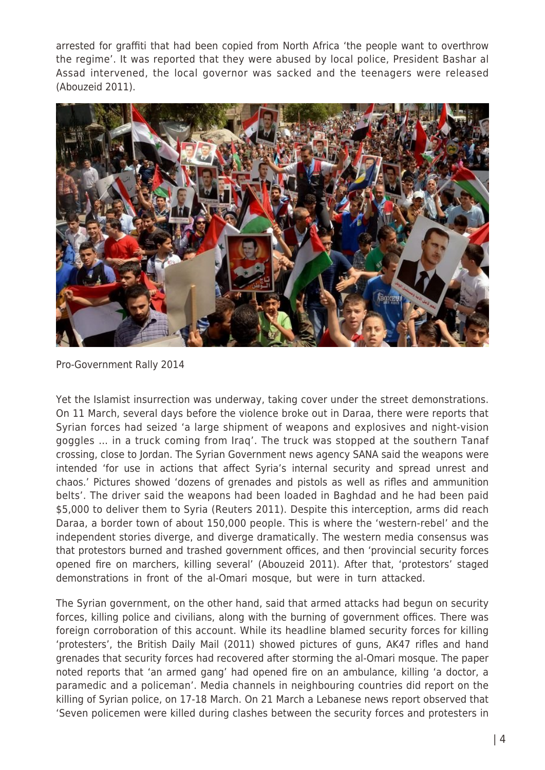arrested for graffiti that had been copied from North Africa 'the people want to overthrow the regime'. It was reported that they were abused by local police, President Bashar al Assad intervened, the local governor was sacked and the teenagers were released (Abouzeid 2011).

Pro-Government Rally 2014

Yet the Islamist insurrection was underway, taking cover under the street demonstrations. On 11 March, several days before the violence broke out in Daraa, there were reports that Syrian forces had seized 'a large shipment of weapons and explosives and night-vision goggles … in a truck coming from Iraq'. The truck was stopped at the southern Tanaf crossing, close to Jordan. The Syrian Government news agency SANA said the weapons were intended 'for use in actions that affect Syria's internal security and spread unrest and chaos.' Pictures showed 'dozens of grenades and pistols as well as rifles and ammunition belts'. The driver said the weapons had been loaded in Baghdad and he had been paid $5,000 to deliver them to Syria (Reuters 2011). Despite this interception, arms did reach Daraa, a border town of about 150,000 people. This is where the 'western-rebel' and the independent stories diverge, and diverge dramatically. The western media consensus was that protestors burned and trashed government offices, and then 'provincial security forces opened fire on marchers, killing several' (Abouzeid 2011). After that, 'protestors' staged demonstrations in front of the al-Omari mosque, but were in turn attacked.

The Syrian government, on the other hand, said that armed attacks had begun on security forces, killing police and civilians, along with the burning of government offices. There was foreign corroboration of this account. While its headline blamed security forces for killing 'protesters', the British Daily Mail (2011) showed pictures of guns, AK47 rifles and hand grenades that security forces had recovered after storming the al-Omari mosque. The paper noted reports that 'an armed gang' had opened fire on an ambulance, killing 'a doctor, a paramedic and a policeman'. Media channels in neighbouring countries did report on the killing of Syrian police, on 17-18 March. On 21 March a Lebanese news report observed that 'Seven policemen were killed during clashes between the security forces and protesters in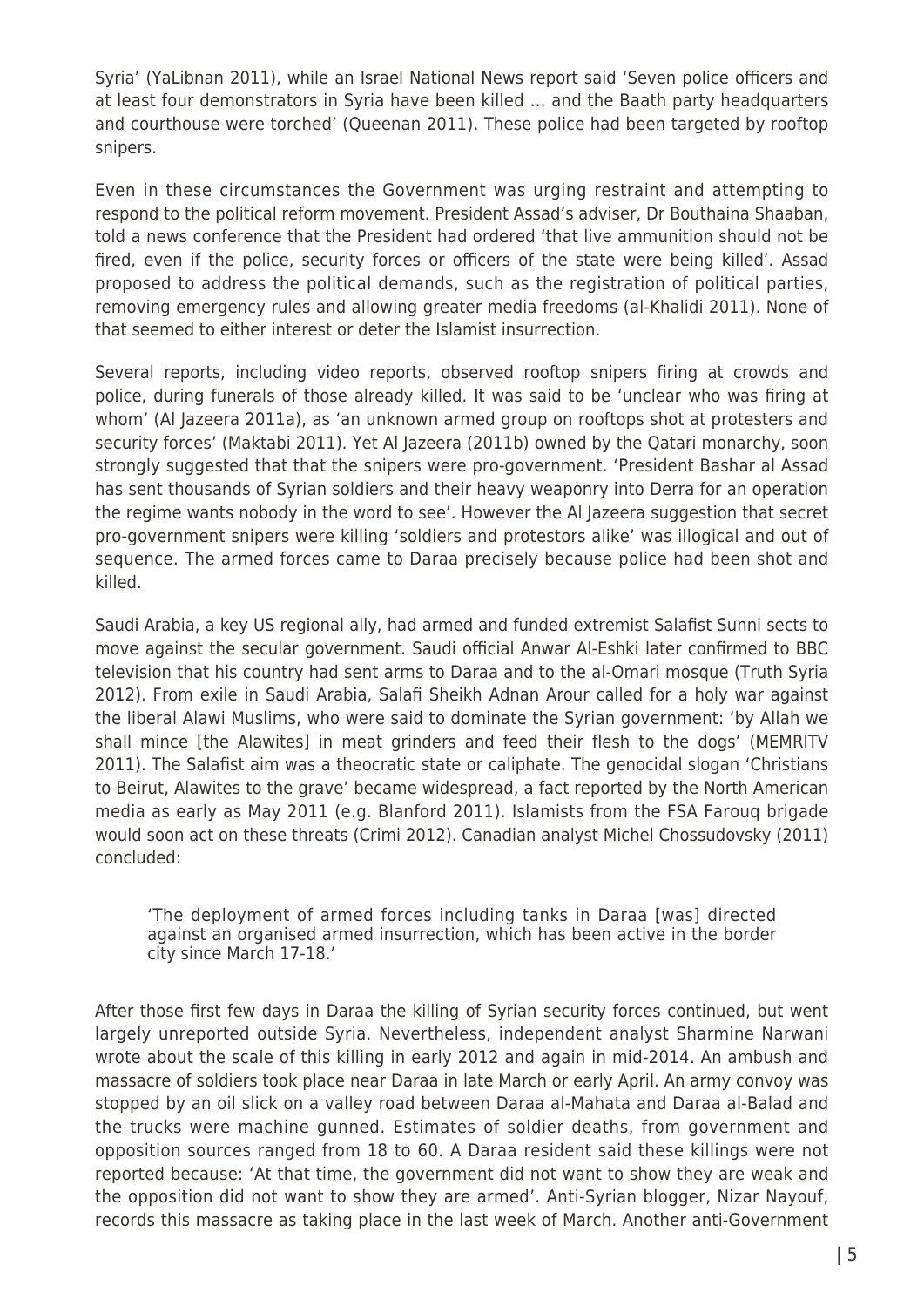Syria' (YaLibnan 2011), while an Israel National News report said 'Seven police officers and at least four demonstrators in Syria have been killed … and the Baath party headquarters and courthouse were torched' (Queenan 2011). These police had been targeted by rooftop snipers.

Even in these circumstances the Government was urging restraint and attempting to respond to the political reform movement. President Assad's adviser, Dr Bouthaina Shaaban, told a news conference that the President had ordered 'that live ammunition should not be fired, even if the police, security forces or officers of the state were being killed'. Assad proposed to address the political demands, such as the registration of political parties, removing emergency rules and allowing greater media freedoms (al-Khalidi 2011). None of that seemed to either interest or deter the Islamist insurrection.

Several reports, including video reports, observed rooftop snipers firing at crowds and police, during funerals of those already killed. It was said to be 'unclear who was firing at whom' (Al Jazeera 2011a), as 'an unknown armed group on rooftops shot at protesters and security forces' (Maktabi 2011). Yet Al Jazeera (2011b) owned by the Qatari monarchy, soon strongly suggested that that the snipers were pro-government. 'President Bashar al Assad has sent thousands of Syrian soldiers and their heavy weaponry into Derra for an operation the regime wants nobody in the word to see'. However the Al Jazeera suggestion that secret pro-government snipers were killing 'soldiers and protestors alike' was illogical and out of sequence. The armed forces came to Daraa precisely because police had been shot and killed.

Saudi Arabia, a key US regional ally, had armed and funded extremist Salafist Sunni sects to move against the secular government. Saudi official Anwar Al-Eshki later confirmed to BBC television that his country had sent arms to Daraa and to the al-Omari mosque (Truth Syria 2012). From exile in Saudi Arabia, Salafi Sheikh Adnan Arour called for a holy war against the liberal Alawi Muslims, who were said to dominate the Syrian government: 'by Allah we shall mince [the Alawites] in meat grinders and feed their flesh to the dogs' (MEMRITV 2011). The Salafist aim was a theocratic state or caliphate. The genocidal slogan 'Christians to Beirut, Alawites to the grave' became widespread, a fact reported by the North American media as early as May 2011 (e.g. Blanford 2011). Islamists from the FSA Farouq brigade would soon act on these threats (Crimi 2012). Canadian analyst Michel Chossudovsky (2011) concluded:

> 'The deployment of armed forces including tanks in Daraa [was] directed against an organised armed insurrection, which has been active in the border city since March 17-18.'

After those first few days in Daraa the killing of Syrian security forces continued, but went largely unreported outside Syria. Nevertheless, independent analyst Sharmine Narwani wrote about the scale of this killing in early 2012 and again in mid-2014. An ambush and massacre of soldiers took place near Daraa in late March or early April. An army convoy was stopped by an oil slick on a valley road between Daraa al-Mahata and Daraa al-Balad and the trucks were machine gunned. Estimates of soldier deaths, from government and opposition sources ranged from 18 to 60. A Daraa resident said these killings were not reported because: 'At that time, the government did not want to show they are weak and the opposition did not want to show they are armed'. Anti-Syrian blogger, Nizar Nayouf, records this massacre as taking place in the last week of March. Another anti-Government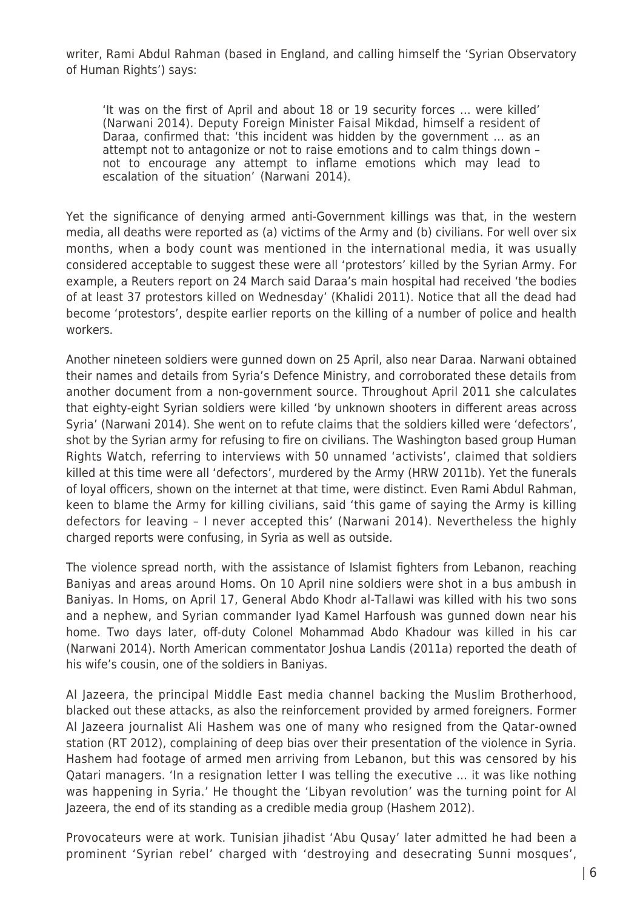writer, Rami Abdul Rahman (based in England, and calling himself the 'Syrian Observatory of Human Rights') says:

> 'It was on the first of April and about 18 or 19 security forces … were killed' (Narwani 2014). Deputy Foreign Minister Faisal Mikdad, himself a resident of Daraa, confirmed that: 'this incident was hidden by the government … as an attempt not to antagonize or not to raise emotions and to calm things down – not to encourage any attempt to inflame emotions which may lead to escalation of the situation' (Narwani 2014).

Yet the significance of denying armed anti-Government killings was that, in the western media, all deaths were reported as (a) victims of the Army and (b) civilians. For well over six months, when a body count was mentioned in the international media, it was usually considered acceptable to suggest these were all 'protestors' killed by the Syrian Army. For example, a Reuters report on 24 March said Daraa's main hospital had received 'the bodies of at least 37 protestors killed on Wednesday' (Khalidi 2011). Notice that all the dead had become 'protestors', despite earlier reports on the killing of a number of police and health workers.

Another nineteen soldiers were gunned down on 25 April, also near Daraa. Narwani obtained their names and details from Syria's Defence Ministry, and corroborated these details from another document from a non-government source. Throughout April 2011 she calculates that eighty-eight Syrian soldiers were killed 'by unknown shooters in different areas across Syria' (Narwani 2014). She went on to refute claims that the soldiers killed were 'defectors', shot by the Syrian army for refusing to fire on civilians. The Washington based group Human Rights Watch, referring to interviews with 50 unnamed 'activists', claimed that soldiers killed at this time were all 'defectors', murdered by the Army (HRW 2011b). Yet the funerals of loyal officers, shown on the internet at that time, were distinct. Even Rami Abdul Rahman, keen to blame the Army for killing civilians, said 'this game of saying the Army is killing defectors for leaving – I never accepted this' (Narwani 2014). Nevertheless the highly charged reports were confusing, in Syria as well as outside.

The violence spread north, with the assistance of Islamist fighters from Lebanon, reaching Baniyas and areas around Homs. On 10 April nine soldiers were shot in a bus ambush in Baniyas. In Homs, on April 17, General Abdo Khodr al-Tallawi was killed with his two sons and a nephew, and Syrian commander Iyad Kamel Harfoush was gunned down near his home. Two days later, off-duty Colonel Mohammad Abdo Khadour was killed in his car (Narwani 2014). North American commentator Joshua Landis (2011a) reported the death of his wife's cousin, one of the soldiers in Baniyas.

Al Jazeera, the principal Middle East media channel backing the Muslim Brotherhood, blacked out these attacks, as also the reinforcement provided by armed foreigners. Former Al Jazeera journalist Ali Hashem was one of many who resigned from the Qatar-owned station (RT 2012), complaining of deep bias over their presentation of the violence in Syria. Hashem had footage of armed men arriving from Lebanon, but this was censored by his Qatari managers. 'In a resignation letter I was telling the executive … it was like nothing was happening in Syria.' He thought the 'Libyan revolution' was the turning point for Al Jazeera, the end of its standing as a credible media group (Hashem 2012).

Provocateurs were at work. Tunisian jihadist 'Abu Qusay' later admitted he had been a prominent 'Syrian rebel' charged with 'destroying and desecrating Sunni mosques',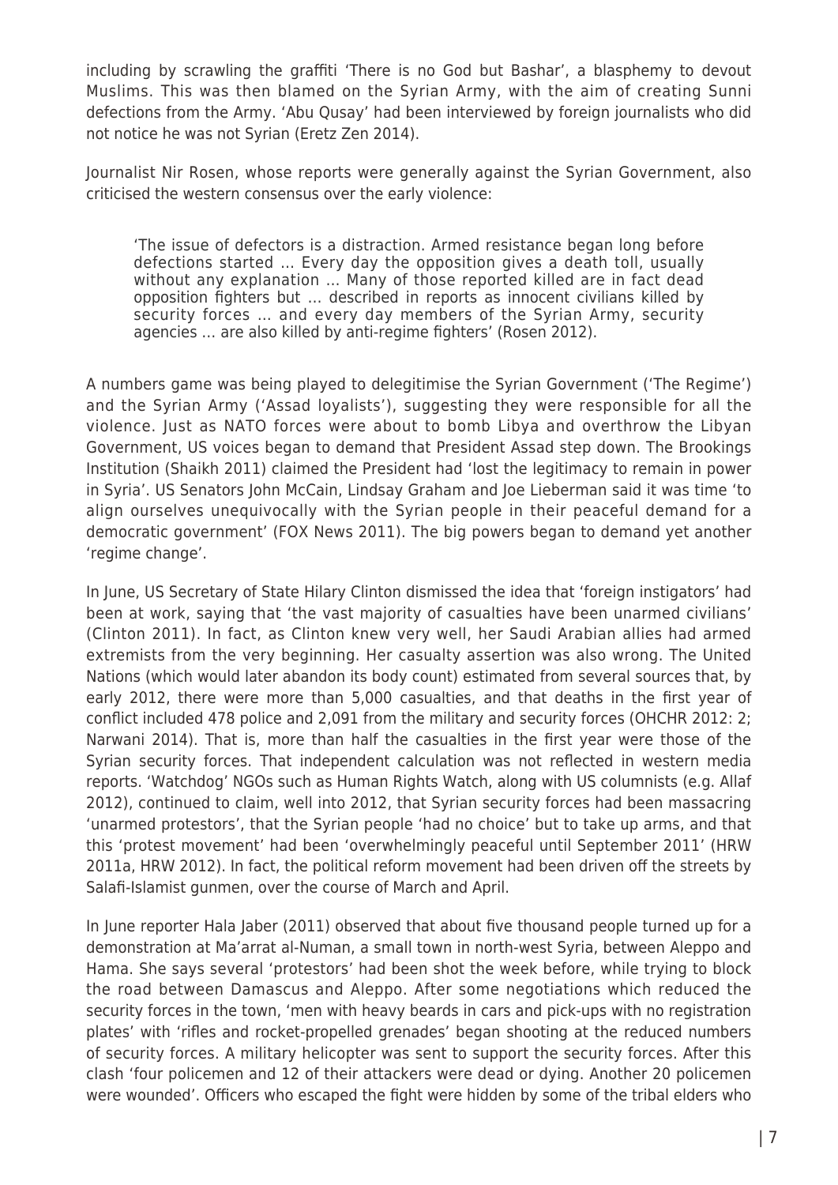including by scrawling the graffiti 'There is no God but Bashar', a blasphemy to devout Muslims. This was then blamed on the Syrian Army, with the aim of creating Sunni defections from the Army. 'Abu Qusay' had been interviewed by foreign journalists who did not notice he was not Syrian (Eretz Zen 2014).

Journalist Nir Rosen, whose reports were generally against the Syrian Government, also criticised the western consensus over the early violence:

> 'The issue of defectors is a distraction. Armed resistance began long before defections started … Every day the opposition gives a death toll, usually without any explanation … Many of those reported killed are in fact dead opposition fighters but … described in reports as innocent civilians killed by security forces … and every day members of the Syrian Army, security agencies … are also killed by anti-regime fighters' (Rosen 2012).

A numbers game was being played to delegitimise the Syrian Government ('The Regime') and the Syrian Army ('Assad loyalists'), suggesting they were responsible for all the violence. Just as NATO forces were about to bomb Libya and overthrow the Libyan Government, US voices began to demand that President Assad step down. The Brookings Institution (Shaikh 2011) claimed the President had 'lost the legitimacy to remain in power in Syria'. US Senators John McCain, Lindsay Graham and Joe Lieberman said it was time 'to align ourselves unequivocally with the Syrian people in their peaceful demand for a democratic government' (FOX News 2011). The big powers began to demand yet another 'regime change'.

In June, US Secretary of State Hilary Clinton dismissed the idea that 'foreign instigators' had been at work, saying that 'the vast majority of casualties have been unarmed civilians' (Clinton 2011). In fact, as Clinton knew very well, her Saudi Arabian allies had armed extremists from the very beginning. Her casualty assertion was also wrong. The United Nations (which would later abandon its body count) estimated from several sources that, by early 2012, there were more than 5,000 casualties, and that deaths in the first year of conflict included 478 police and 2,091 from the military and security forces (OHCHR 2012: 2; Narwani 2014). That is, more than half the casualties in the first year were those of the Syrian security forces. That independent calculation was not reflected in western media reports. 'Watchdog' NGOs such as Human Rights Watch, along with US columnists (e.g. Allaf 2012), continued to claim, well into 2012, that Syrian security forces had been massacring 'unarmed protestors', that the Syrian people 'had no choice' but to take up arms, and that this 'protest movement' had been 'overwhelmingly peaceful until September 2011' (HRW 2011a, HRW 2012). In fact, the political reform movement had been driven off the streets by Salafi-Islamist gunmen, over the course of March and April.

In June reporter Hala Jaber (2011) observed that about five thousand people turned up for a demonstration at Ma'arrat al-Numan, a small town in north-west Syria, between Aleppo and Hama. She says several 'protestors' had been shot the week before, while trying to block the road between Damascus and Aleppo. After some negotiations which reduced the security forces in the town, 'men with heavy beards in cars and pick-ups with no registration plates' with 'rifles and rocket-propelled grenades' began shooting at the reduced numbers of security forces. A military helicopter was sent to support the security forces. After this clash 'four policemen and 12 of their attackers were dead or dying. Another 20 policemen were wounded'. Officers who escaped the fight were hidden by some of the tribal elders who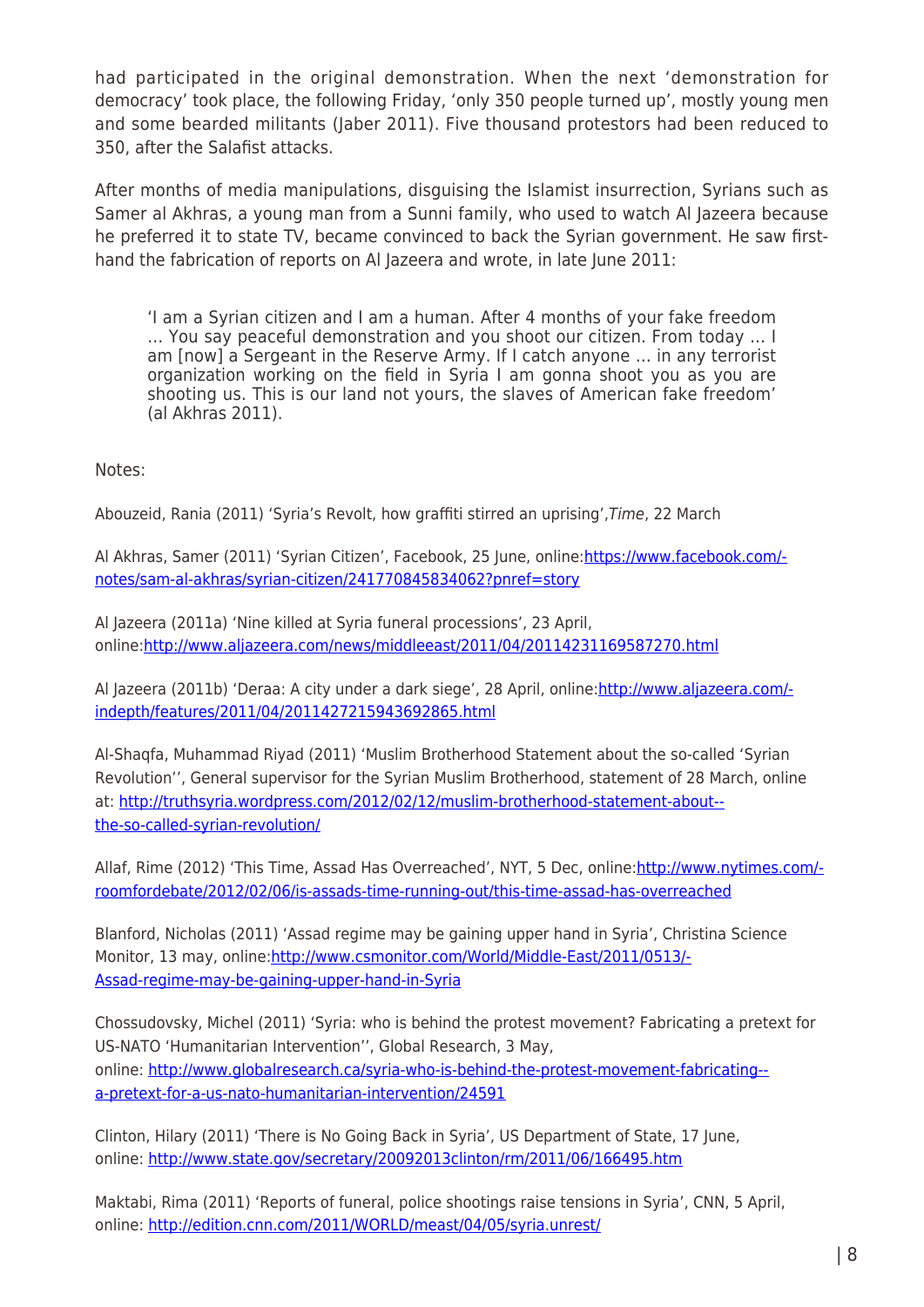had participated in the original demonstration. When the next 'demonstration for democracy' took place, the following Friday, 'only 350 people turned up', mostly young men and some bearded militants (Jaber 2011). Five thousand protestors had been reduced to 350, after the Salafist attacks.

After months of media manipulations, disguising the Islamist insurrection, Syrians such as Samer al Akhras, a young man from a Sunni family, who used to watch Al Jazeera because he preferred it to state TV, became convinced to back the Syrian government. He saw first-hand the fabrication of reports on Al Jazeera and wrote, in late June 2011:

> 'I am a Syrian citizen and I am a human. After 4 months of your fake freedom … You say peaceful demonstration and you shoot our citizen. From today … I am [now] a Sergeant in the Reserve Army. If I catch anyone … in any terrorist organization working on the field in Syria I am gonna shoot you as you are shooting us. This is our land not yours, the slaves of American fake freedom' (al Akhras 2011).

Notes:

Abouzeid, Rania (2011) 'Syria's Revolt, how graffiti stirred an uprising',*Time*, 22 March

Al Akhras, Samer (2011) 'Syrian Citizen', Facebook, 25 June, online:https://www.facebook.com/notes/sam-al-akhras/syrian-citizen/241770845834062?pnref=story

Al Jazeera (2011a) 'Nine killed at Syria funeral processions', 23 April, online:http://www.aljazeera.com/news/middleeast/2011/04/20114231169587270.html

Al Jazeera (2011b) 'Deraa: A city under a dark siege', 28 April, online:http://www.aljazeera.com/indepth/features/2011/04/2011427215943692865.html

Al-Shaqfa, Muhammad Riyad (2011) 'Muslim Brotherhood Statement about the so-called 'Syrian Revolution'', General supervisor for the Syrian Muslim Brotherhood, statement of 28 March, online at: http://truthsyria.wordpress.com/2012/02/12/muslim-brotherhood-statement-about--the-so-called-syrian-revolution/

Allaf, Rime (2012) 'This Time, Assad Has Overreached', NYT, 5 Dec, online:http://www.nytimes.com/roomfordebate/2012/02/06/is-assads-time-running-out/this-time-assad-has-overreached

Blanford, Nicholas (2011) 'Assad regime may be gaining upper hand in Syria', Christina Science Monitor, 13 may, online:http://www.csmonitor.com/World/Middle-East/2011/0513/Assad-regime-may-be-gaining-upper-hand-in-Syria

Chossudovsky, Michel (2011) 'Syria: who is behind the protest movement? Fabricating a pretext for US-NATO 'Humanitarian Intervention'', Global Research, 3 May, online: http://www.globalresearch.ca/syria-who-is-behind-the-protest-movement-fabricating--a-pretext-for-a-us-nato-humanitarian-intervention/24591

Clinton, Hilary (2011) 'There is No Going Back in Syria', US Department of State, 17 June, online: http://www.state.gov/secretary/20092013clinton/rm/2011/06/166495.htm

Maktabi, Rima (2011) 'Reports of funeral, police shootings raise tensions in Syria', CNN, 5 April, online: http://edition.cnn.com/2011/WORLD/meast/04/05/syria.unrest/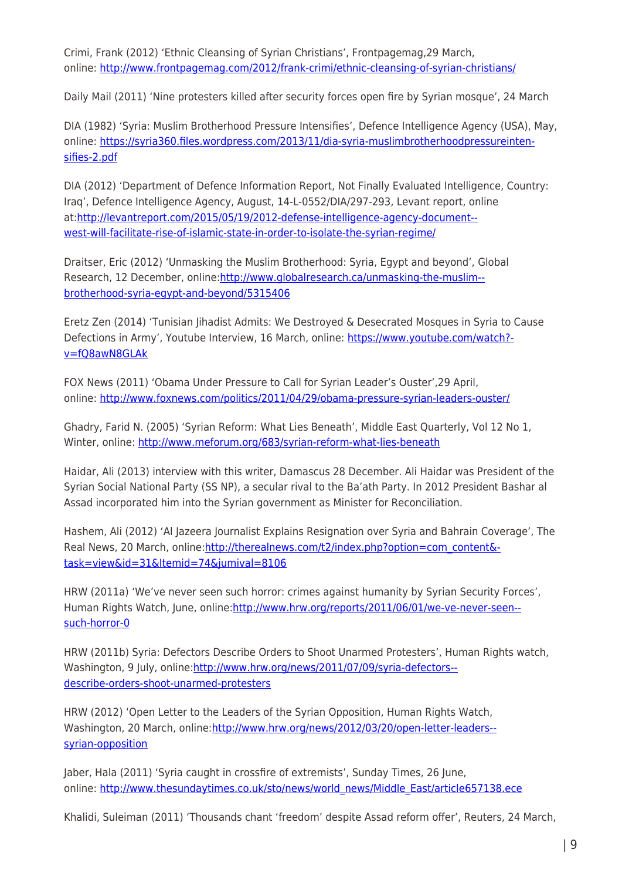Crimi, Frank (2012) 'Ethnic Cleansing of Syrian Christians', Frontpagemag,29 March, online: [http://www.frontpagemag.com/2012/frank-crimi/ethnic-cleansing-of-syrian-christians/](http://www.frontpagemag.com/2012/frank-crimi/ethnic-cleansing-of-syrian-christians/)

Daily Mail (2011) 'Nine protesters killed after security forces open fire by Syrian mosque', 24 March

DIA (1982) 'Syria: Muslim Brotherhood Pressure Intensifies', Defence Intelligence Agency (USA), May, online: [https://syria360.files.wordpress.com/2013/11/dia-syria-muslimbrotherhoodpressureintensifies-2.pdf](https://syria360.files.wordpress.com/2013/11/dia-syria-muslimbrotherhoodpressureintensifies-2.pdf)

DIA (2012) 'Department of Defence Information Report, Not Finally Evaluated Intelligence, Country: Iraq', Defence Intelligence Agency, August, 14-L-0552/DIA/297-293, Levant report, online at:[http://levantreport.com/2015/05/19/2012-defense-intelligence-agency-document--west-will-facilitate-rise-of-islamic-state-in-order-to-isolate-the-syrian-regime/](http://levantreport.com/2015/05/19/2012-defense-intelligence-agency-document--west-will-facilitate-rise-of-islamic-state-in-order-to-isolate-the-syrian-regime/)

Draitser, Eric (2012) 'Unmasking the Muslim Brotherhood: Syria, Egypt and beyond', Global Research, 12 December, online:[http://www.globalresearch.ca/unmasking-the-muslim--brotherhood-syria-egypt-and-beyond/5315406](http://www.globalresearch.ca/unmasking-the-muslim--brotherhood-syria-egypt-and-beyond/5315406)

Eretz Zen (2014) 'Tunisian Jihadist Admits: We Destroyed & Desecrated Mosques in Syria to Cause Defections in Army', Youtube Interview, 16 March, online: [https://www.youtube.com/watch?-v=fQ8awN8GLAk](https://www.youtube.com/watch?-v=fQ8awN8GLAk)

FOX News (2011) 'Obama Under Pressure to Call for Syrian Leader's Ouster',29 April, online: [http://www.foxnews.com/politics/2011/04/29/obama-pressure-syrian-leaders-ouster/](http://www.foxnews.com/politics/2011/04/29/obama-pressure-syrian-leaders-ouster/)

Ghadry, Farid N. (2005) 'Syrian Reform: What Lies Beneath', Middle East Quarterly, Vol 12 No 1, Winter, online: [http://www.meforum.org/683/syrian-reform-what-lies-beneath](http://www.meforum.org/683/syrian-reform-what-lies-beneath)

Haidar, Ali (2013) interview with this writer, Damascus 28 December. Ali Haidar was President of the Syrian Social National Party (SS NP), a secular rival to the Ba'ath Party. In 2012 President Bashar al Assad incorporated him into the Syrian government as Minister for Reconciliation.

Hashem, Ali (2012) 'Al Jazeera Journalist Explains Resignation over Syria and Bahrain Coverage', The Real News, 20 March, online:[http://therealnews.com/t2/index.php?option=com_content&-task=view&id=31&Itemid=74&jumival=8106](http://therealnews.com/t2/index.php?option=com_content&-task=view&id=31&Itemid=74&jumival=8106)

HRW (2011a) 'We've never seen such horror: crimes against humanity by Syrian Security Forces', Human Rights Watch, June, online:[http://www.hrw.org/reports/2011/06/01/we-ve-never-seen--such-horror-0](http://www.hrw.org/reports/2011/06/01/we-ve-never-seen--such-horror-0)

HRW (2011b) Syria: Defectors Describe Orders to Shoot Unarmed Protesters', Human Rights watch, Washington, 9 July, online:[http://www.hrw.org/news/2011/07/09/syria-defectors--describe-orders-shoot-unarmed-protesters](http://www.hrw.org/news/2011/07/09/syria-defectors--describe-orders-shoot-unarmed-protesters)

HRW (2012) 'Open Letter to the Leaders of the Syrian Opposition, Human Rights Watch, Washington, 20 March, online:[http://www.hrw.org/news/2012/03/20/open-letter-leaders--syrian-opposition](http://www.hrw.org/news/2012/03/20/open-letter-leaders--syrian-opposition)

Jaber, Hala (2011) 'Syria caught in crossfire of extremists', Sunday Times, 26 June, online: [http://www.thesundaytimes.co.uk/sto/news/world_news/Middle_East/article657138.ece](http://www.thesundaytimes.co.uk/sto/news/world_news/Middle_East/article657138.ece)

Khalidi, Suleiman (2011) 'Thousands chant 'freedom' despite Assad reform offer', Reuters, 24 March,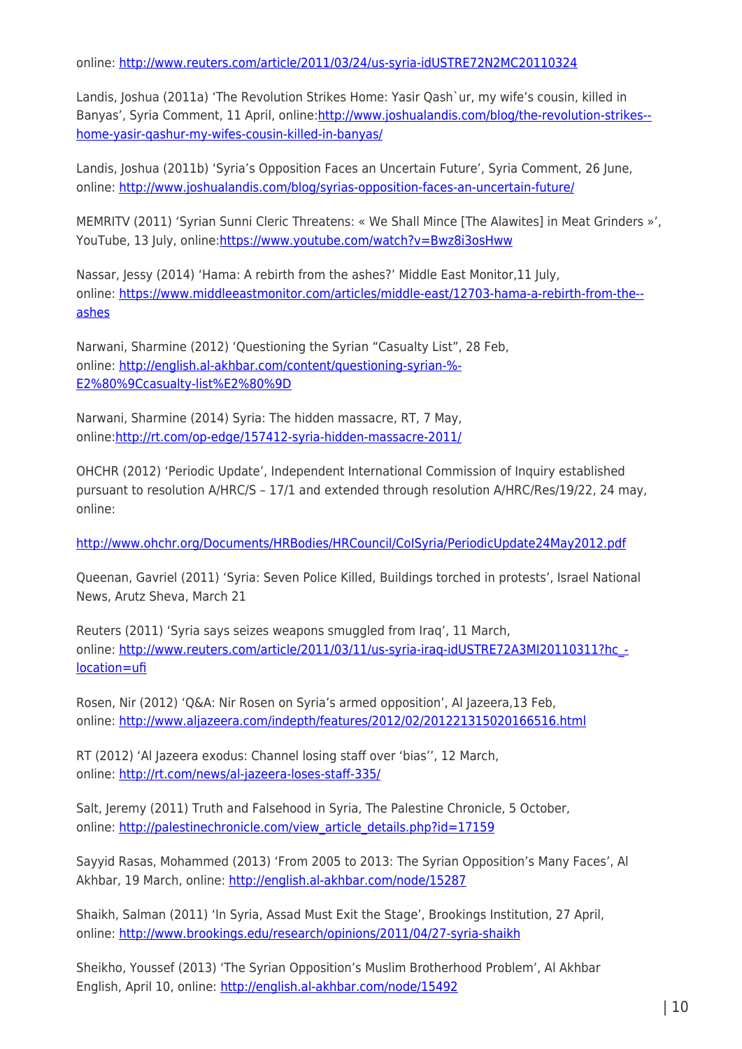online: http://www.reuters.com/article/2011/03/24/us-syria-idUSTRE72N2MC20110324

Landis, Joshua (2011a) 'The Revolution Strikes Home: Yasir Qash`ur, my wife's cousin, killed in Banyas', Syria Comment, 11 April, online:http://www.joshualandis.com/blog/the-revolution-strikes--home-yasir-qashur-my-wifes-cousin-killed-in-banyas/

Landis, Joshua (2011b) 'Syria's Opposition Faces an Uncertain Future', Syria Comment, 26 June, online: http://www.joshualandis.com/blog/syrias-opposition-faces-an-uncertain-future/

MEMRITV (2011) 'Syrian Sunni Cleric Threatens: « We Shall Mince [The Alawites] in Meat Grinders »', YouTube, 13 July, online:https://www.youtube.com/watch?v=Bwz8i3osHww

Nassar, Jessy (2014) 'Hama: A rebirth from the ashes?' Middle East Monitor,11 July, online: https://www.middleeastmonitor.com/articles/middle-east/12703-hama-a-rebirth-from-the--ashes

Narwani, Sharmine (2012) 'Questioning the Syrian "Casualty List", 28 Feb, online: http://english.al-akhbar.com/content/questioning-syrian-%-E2%80%9Ccasualty-list%E2%80%9D

Narwani, Sharmine (2014) Syria: The hidden massacre, RT, 7 May, online:http://rt.com/op-edge/157412-syria-hidden-massacre-2011/

OHCHR (2012) 'Periodic Update', Independent International Commission of Inquiry established pursuant to resolution A/HRC/S – 17/1 and extended through resolution A/HRC/Res/19/22, 24 may, online:

http://www.ohchr.org/Documents/HRBodies/HRCouncil/CoISyria/PeriodicUpdate24May2012.pdf

Queenan, Gavriel (2011) 'Syria: Seven Police Killed, Buildings torched in protests', Israel National News, Arutz Sheva, March 21

Reuters (2011) 'Syria says seizes weapons smuggled from Iraq', 11 March, online: http://www.reuters.com/article/2011/03/11/us-syria-iraq-idUSTRE72A3MI20110311?hc_-location=ufi

Rosen, Nir (2012) 'Q&A: Nir Rosen on Syria's armed opposition', Al Jazeera,13 Feb, online: http://www.aljazeera.com/indepth/features/2012/02/201221315020166516.html

RT (2012) 'Al Jazeera exodus: Channel losing staff over 'bias'', 12 March, online: http://rt.com/news/al-jazeera-loses-staff-335/

Salt, Jeremy (2011) Truth and Falsehood in Syria, The Palestine Chronicle, 5 October, online: http://palestinechronicle.com/view_article_details.php?id=17159

Sayyid Rasas, Mohammed (2013) 'From 2005 to 2013: The Syrian Opposition's Many Faces', Al Akhbar, 19 March, online: http://english.al-akhbar.com/node/15287

Shaikh, Salman (2011) 'In Syria, Assad Must Exit the Stage', Brookings Institution, 27 April, online: http://www.brookings.edu/research/opinions/2011/04/27-syria-shaikh

Sheikho, Youssef (2013) 'The Syrian Opposition's Muslim Brotherhood Problem', Al Akhbar English, April 10, online: http://english.al-akhbar.com/node/15492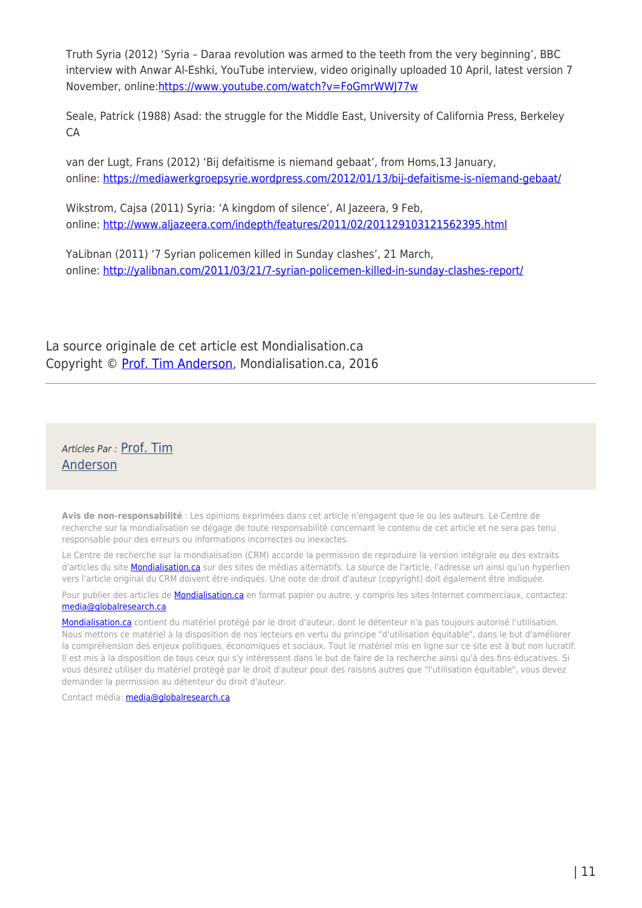Truth Syria (2012) 'Syria – Daraa revolution was armed to the teeth from the very beginning', BBC interview with Anwar Al-Eshki, YouTube interview, video originally uploaded 10 April, latest version 7 November, online:[https://www.youtube.com/watch?v=FoGmrWWJ77w](https://www.youtube.com/watch?v=FoGmrWWJ77w)

Seale, Patrick (1988) Asad: the struggle for the Middle East, University of California Press, Berkeley CA

van der Lugt, Frans (2012) 'Bij defaitisme is niemand gebaat', from Homs,13 January, online: [https://mediawerkgroepsyrie.wordpress.com/2012/01/13/bij-defaitisme-is-niemand-gebaat/](https://mediawerkgroepsyrie.wordpress.com/2012/01/13/bij-defaitisme-is-niemand-gebaat/)

Wikstrom, Cajsa (2011) Syria: 'A kingdom of silence', Al Jazeera, 9 Feb, online: [http://www.aljazeera.com/indepth/features/2011/02/201129103121562395.html](http://www.aljazeera.com/indepth/features/2011/02/201129103121562395.html)

YaLibnan (2011) '7 Syrian policemen killed in Sunday clashes', 21 March, online: [http://yalibnan.com/2011/03/21/7-syrian-policemen-killed-in-sunday-clashes-report/](http://yalibnan.com/2011/03/21/7-syrian-policemen-killed-in-sunday-clashes-report/)

La source originale de cet article est Mondialisation.ca
Copyright © [Prof. Tim Anderson](#), Mondialisation.ca, 2016

---

*Articles Par :* [Prof. Tim Anderson](#)

**Avis de non-responsabilité** : Les opinions exprimées dans cet article n'engagent que le ou les auteurs. Le Centre de recherche sur la mondialisation se dégage de toute responsabilité concernant le contenu de cet article et ne sera pas tenu responsable pour des erreurs ou informations incorrectes ou inexactes.

Le Centre de recherche sur la mondialisation (CRM) accorde la permission de reproduire la version intégrale ou des extraits d'articles du site [Mondialisation.ca](#) sur des sites de médias alternatifs. La source de l'article, l'adresse url ainsi qu'un hyperlien vers l'article original du CRM doivent être indiqués. Une note de droit d'auteur (copyright) doit également être indiquée.

Pour publier des articles de [Mondialisation.ca](#) en format papier ou autre, y compris les sites Internet commerciaux, contactez: [media@globalresearch.ca](mailto:media@globalresearch.ca)

[Mondialisation.ca](#) contient du matériel protégé par le droit d'auteur, dont le détenteur n'a pas toujours autorisé l'utilisation. Nous mettons ce matériel à la disposition de nos lecteurs en vertu du principe "d'utilisation équitable", dans le but d'améliorer la compréhension des enjeux politiques, économiques et sociaux. Tout le matériel mis en ligne sur ce site est à but non lucratif. Il est mis à la disposition de tous ceux qui s'y intéressent dans le but de faire de la recherche ainsi qu'à des fins éducatives. Si vous désirez utiliser du matériel protégé par le droit d'auteur pour des raisons autres que "l'utilisation équitable", vous devez demander la permission au détenteur du droit d'auteur.

Contact média: [media@globalresearch.ca](mailto:media@globalresearch.ca)